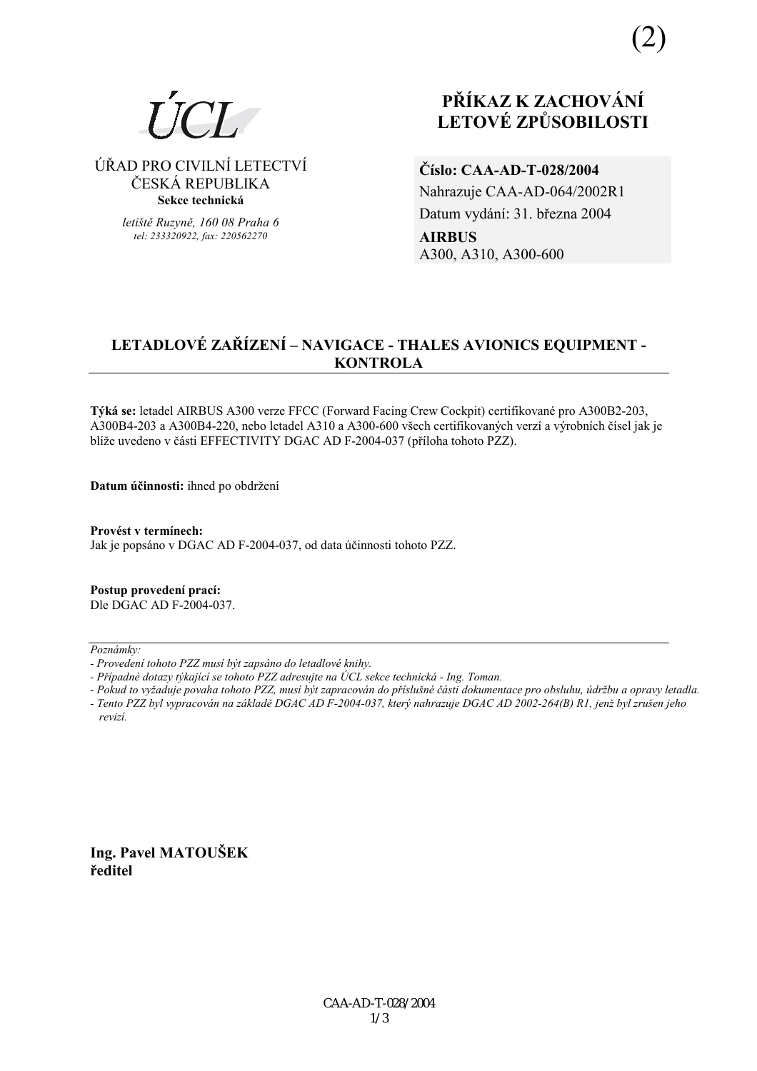(2)

ÚCL

ÚŘAD PRO CIVILNÍ LETECTVÍ
ČESKÁ REPUBLIKA
**Sekce technická**

*letiště Ruzyně, 160 08 Praha 6*
*tel: 233320922, fax: 220562270*

# PŘÍKAZ K ZACHOVÁNÍ LETOVÉ ZPŮSOBILOSTI

**Číslo: CAA-AD-T-028/2004**
Nahrazuje CAA-AD-064/2002R1
Datum vydání: 31. března 2004
**AIRBUS**
A300, A310, A300-600

## LETADLOVÉ ZAŘÍZENÍ – NAVIGACE - THALES AVIONICS EQUIPMENT - KONTROLA

**Týká se:** letadel AIRBUS A300 verze FFCC (Forward Facing Crew Cockpit) certifikované pro A300B2-203, A300B4-203 a A300B4-220, nebo letadel A310 a A300-600 všech certifikovaných verzí a výrobních čísel jak je blíže uvedeno v části EFFECTIVITY DGAC AD F-2004-037 (příloha tohoto PZZ).

**Datum účinnosti:** ihned po obdržení

**Provést v termínech:**
Jak je popsáno v DGAC AD F-2004-037, od data účinnosti tohoto PZZ.

**Postup provedení prací:**
Dle DGAC AD F-2004-037.

*Poznámky:*
*- Provedení tohoto PZZ musí být zapsáno do letadlové knihy.*
*- Případné dotazy týkající se tohoto PZZ adresujte na ÚCL sekce technická - Ing. Toman.*
*- Pokud to vyžaduje povaha tohoto PZZ, musí být zapracován do příslušné části dokumentace pro obsluhu, údržbu a opravy letadla.*
*- Tento PZZ byl vypracován na základě DGAC AD F-2004-037, který nahrazuje DGAC AD 2002-264(B) R1, jenž byl zrušen jeho revizí.*

**Ing. Pavel MATOUŠEK**
**ředitel**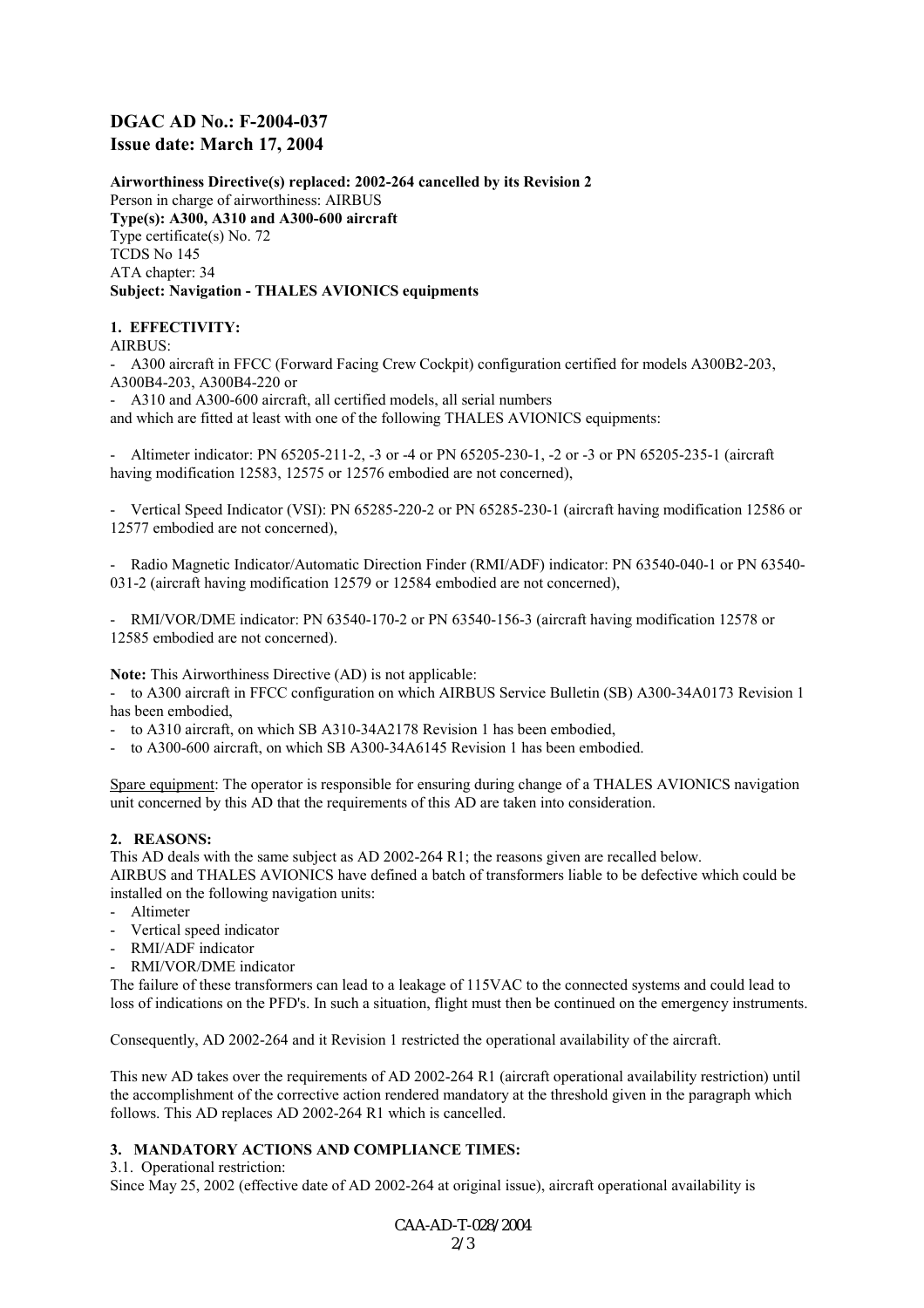# DGAC AD No.: F-2004-037
# Issue date: March 17, 2004

**Airworthiness Directive(s) replaced: 2002-264 cancelled by its Revision 2**
Person in charge of airworthiness: AIRBUS
**Type(s): A300, A310 and A300-600 aircraft**
Type certificate(s) No. 72
TCDS No 145
ATA chapter: 34
**Subject: Navigation - THALES AVIONICS equipments**

## 1. EFFECTIVITY:

AIRBUS:

- A300 aircraft in FFCC (Forward Facing Crew Cockpit) configuration certified for models A300B2-203, A300B4-203, A300B4-220 or
- A310 and A300-600 aircraft, all certified models, all serial numbers

and which are fitted at least with one of the following THALES AVIONICS equipments:

- Altimeter indicator: PN 65205-211-2, -3 or -4 or PN 65205-230-1, -2 or -3 or PN 65205-235-1 (aircraft having modification 12583, 12575 or 12576 embodied are not concerned),

- Vertical Speed Indicator (VSI): PN 65285-220-2 or PN 65285-230-1 (aircraft having modification 12586 or 12577 embodied are not concerned),

- Radio Magnetic Indicator/Automatic Direction Finder (RMI/ADF) indicator: PN 63540-040-1 or PN 63540-031-2 (aircraft having modification 12579 or 12584 embodied are not concerned),

- RMI/VOR/DME indicator: PN 63540-170-2 or PN 63540-156-3 (aircraft having modification 12578 or 12585 embodied are not concerned).

**Note:** This Airworthiness Directive (AD) is not applicable:

- to A300 aircraft in FFCC configuration on which AIRBUS Service Bulletin (SB) A300-34A0173 Revision 1 has been embodied,
- to A310 aircraft, on which SB A310-34A2178 Revision 1 has been embodied,
- to A300-600 aircraft, on which SB A300-34A6145 Revision 1 has been embodied.

Spare equipment: The operator is responsible for ensuring during change of a THALES AVIONICS navigation unit concerned by this AD that the requirements of this AD are taken into consideration.

## 2. REASONS:

This AD deals with the same subject as AD 2002-264 R1; the reasons given are recalled below.
AIRBUS and THALES AVIONICS have defined a batch of transformers liable to be defective which could be installed on the following navigation units:

- Altimeter
- Vertical speed indicator
- RMI/ADF indicator
- RMI/VOR/DME indicator

The failure of these transformers can lead to a leakage of 115VAC to the connected systems and could lead to loss of indications on the PFD's. In such a situation, flight must then be continued on the emergency instruments.

Consequently, AD 2002-264 and it Revision 1 restricted the operational availability of the aircraft.

This new AD takes over the requirements of AD 2002-264 R1 (aircraft operational availability restriction) until the accomplishment of the corrective action rendered mandatory at the threshold given in the paragraph which follows. This AD replaces AD 2002-264 R1 which is cancelled.

## 3. MANDATORY ACTIONS AND COMPLIANCE TIMES:

3.1. Operational restriction:
Since May 25, 2002 (effective date of AD 2002-264 at original issue), aircraft operational availability is

CAA-AD-T-028/2004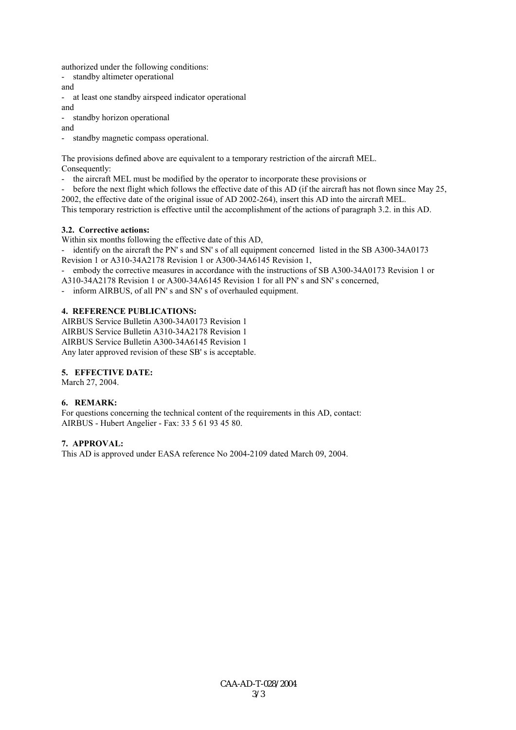authorized under the following conditions:

- standby altimeter operational

and

- at least one standby airspeed indicator operational

and

- standby horizon operational

and

- standby magnetic compass operational.

The provisions defined above are equivalent to a temporary restriction of the aircraft MEL.
Consequently:

- the aircraft MEL must be modified by the operator to incorporate these provisions or
- before the next flight which follows the effective date of this AD (if the aircraft has not flown since May 25, 2002, the effective date of the original issue of AD 2002-264), insert this AD into the aircraft MEL.

This temporary restriction is effective until the accomplishment of the actions of paragraph 3.2. in this AD.

**3.2. Corrective actions:**

Within six months following the effective date of this AD,

- identify on the aircraft the PN' s and SN' s of all equipment concerned listed in the SB A300-34A0173 Revision 1 or A310-34A2178 Revision 1 or A300-34A6145 Revision 1,
- embody the corrective measures in accordance with the instructions of SB A300-34A0173 Revision 1 or A310-34A2178 Revision 1 or A300-34A6145 Revision 1 for all PN' s and SN' s concerned,
- inform AIRBUS, of all PN' s and SN' s of overhauled equipment.

**4. REFERENCE PUBLICATIONS:**

AIRBUS Service Bulletin A300-34A0173 Revision 1
AIRBUS Service Bulletin A310-34A2178 Revision 1
AIRBUS Service Bulletin A300-34A6145 Revision 1
Any later approved revision of these SB' s is acceptable.

**5. EFFECTIVE DATE:**

March 27, 2004.

**6. REMARK:**

For questions concerning the technical content of the requirements in this AD, contact:
AIRBUS - Hubert Angelier - Fax: 33 5 61 93 45 80.

**7. APPROVAL:**

This AD is approved under EASA reference No 2004-2109 dated March 09, 2004.